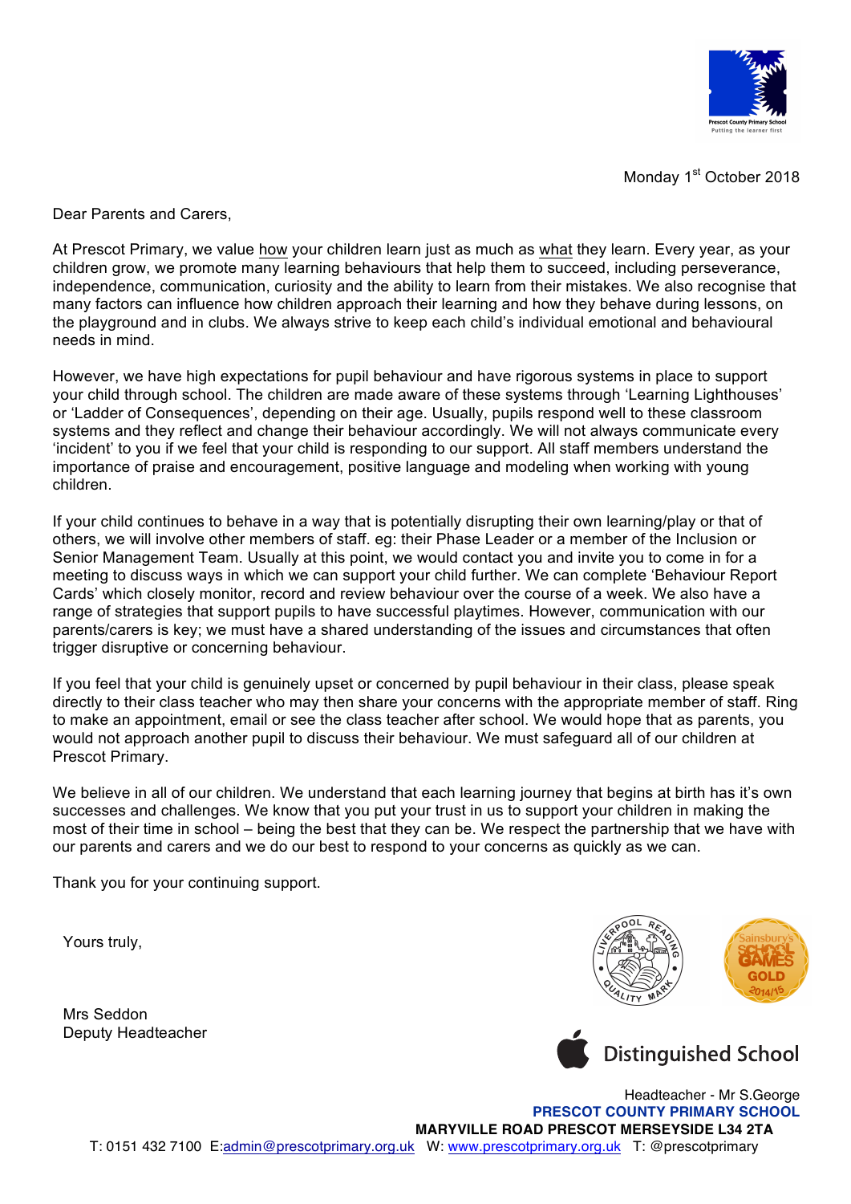Monday 1st October 2018

Dear Parents and Carers,

At Prescot Primary, we value how your children learn just as much as what they learn. Every year, as your children grow, we promote many learning behaviours that help them to succeed, including perseverance, independence, communication, curiosity and the ability to learn from their mistakes. We also recognise that many factors can influence how children approach their learning and how they behave during lessons, on the playground and in clubs. We always strive to keep each child's individual emotional and behavioural needs in mind.

However, we have high expectations for pupil behaviour and have rigorous systems in place to support your child through school. The children are made aware of these systems through 'Learning Lighthouses' or 'Ladder of Consequences', depending on their age. Usually, pupils respond well to these classroom systems and they reflect and change their behaviour accordingly. We will not always communicate every 'incident' to you if we feel that your child is responding to our support. All staff members understand the importance of praise and encouragement, positive language and modeling when working with young children.

If your child continues to behave in a way that is potentially disrupting their own learning/play or that of others, we will involve other members of staff. eg: their Phase Leader or a member of the Inclusion or Senior Management Team. Usually at this point, we would contact you and invite you to come in for a meeting to discuss ways in which we can support your child further. We can complete 'Behaviour Report Cards' which closely monitor, record and review behaviour over the course of a week. We also have a range of strategies that support pupils to have successful playtimes. However, communication with our parents/carers is key; we must have a shared understanding of the issues and circumstances that often trigger disruptive or concerning behaviour.

If you feel that your child is genuinely upset or concerned by pupil behaviour in their class, please speak directly to their class teacher who may then share your concerns with the appropriate member of staff. Ring to make an appointment, email or see the class teacher after school. We would hope that as parents, you would not approach another pupil to discuss their behaviour. We must safeguard all of our children at Prescot Primary.

We believe in all of our children. We understand that each learning journey that begins at birth has it's own successes and challenges. We know that you put your trust in us to support your children in making the most of their time in school – being the best that they can be. We respect the partnership that we have with our parents and carers and we do our best to respond to your concerns as quickly as we can.

Thank you for your continuing support.

Yours truly,

Mrs Seddon
Deputy Headteacher

Headteacher - Mr S.George
**PRESCOT COUNTY PRIMARY SCHOOL**
**MARYVILLE ROAD PRESCOT MERSEYSIDE L34 2TA**
T: 0151 432 7100 E:admin@prescotprimary.org.uk W: www.prescotprimary.org.uk T: @prescotprimary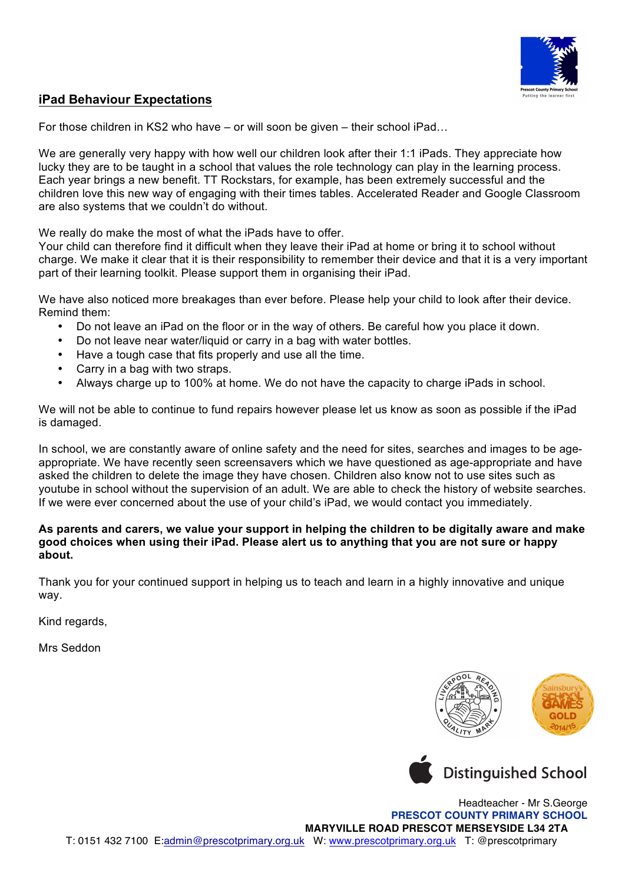## iPad Behaviour Expectations

For those children in KS2 who have – or will soon be given – their school iPad…

We are generally very happy with how well our children look after their 1:1 iPads. They appreciate how lucky they are to be taught in a school that values the role technology can play in the learning process. Each year brings a new benefit. TT Rockstars, for example, has been extremely successful and the children love this new way of engaging with their times tables. Accelerated Reader and Google Classroom are also systems that we couldn't do without.

We really do make the most of what the iPads have to offer.
Your child can therefore find it difficult when they leave their iPad at home or bring it to school without charge. We make it clear that it is their responsibility to remember their device and that it is a very important part of their learning toolkit. Please support them in organising their iPad.

We have also noticed more breakages than ever before. Please help your child to look after their device. Remind them:

- Do not leave an iPad on the floor or in the way of others. Be careful how you place it down.
- Do not leave near water/liquid or carry in a bag with water bottles.
- Have a tough case that fits properly and use all the time.
- Carry in a bag with two straps.
- Always charge up to 100% at home. We do not have the capacity to charge iPads in school.

We will not be able to continue to fund repairs however please let us know as soon as possible if the iPad is damaged.

In school, we are constantly aware of online safety and the need for sites, searches and images to be age-appropriate. We have recently seen screensavers which we have questioned as age-appropriate and have asked the children to delete the image they have chosen. Children also know not to use sites such as youtube in school without the supervision of an adult. We are able to check the history of website searches. If we were ever concerned about the use of your child's iPad, we would contact you immediately.

**As parents and carers, we value your support in helping the children to be digitally aware and make good choices when using their iPad. Please alert us to anything that you are not sure or happy about.**

Thank you for your continued support in helping us to teach and learn in a highly innovative and unique way.

Kind regards,

Mrs Seddon

Headteacher - Mr S.George
**PRESCOT COUNTY PRIMARY SCHOOL**
**MARYVILLE ROAD PRESCOT MERSEYSIDE L34 2TA**
T: 0151 432 7100 E:admin@prescotprimary.org.uk W: www.prescotprimary.org.uk T: @prescotprimary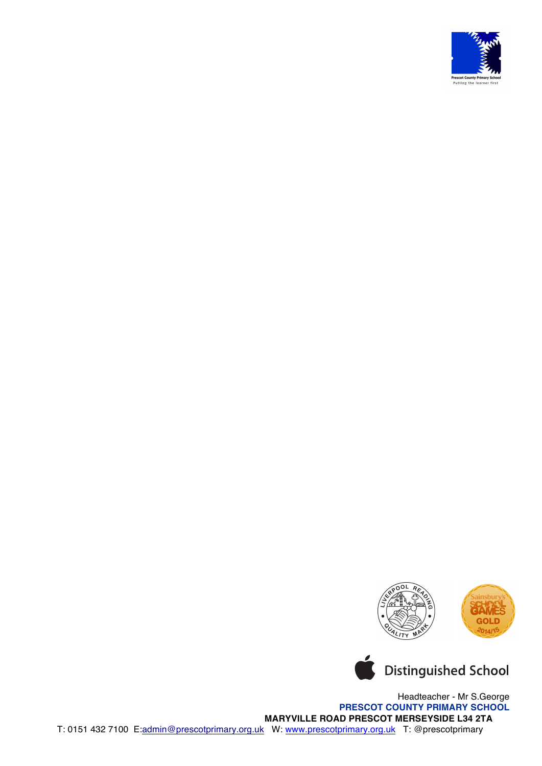Prescot County Primary School
Putting the learner first

Sainsbury's SCHOOL GAMES GOLD 2014/15

Distinguished School

Headteacher - Mr S.George
**PRESCOT COUNTY PRIMARY SCHOOL**
**MARYVILLE ROAD PRESCOT MERSEYSIDE L34 2TA**
T: 0151 432 7100 E:admin@prescotprimary.org.uk W: www.prescotprimary.org.uk T: @prescotprimary